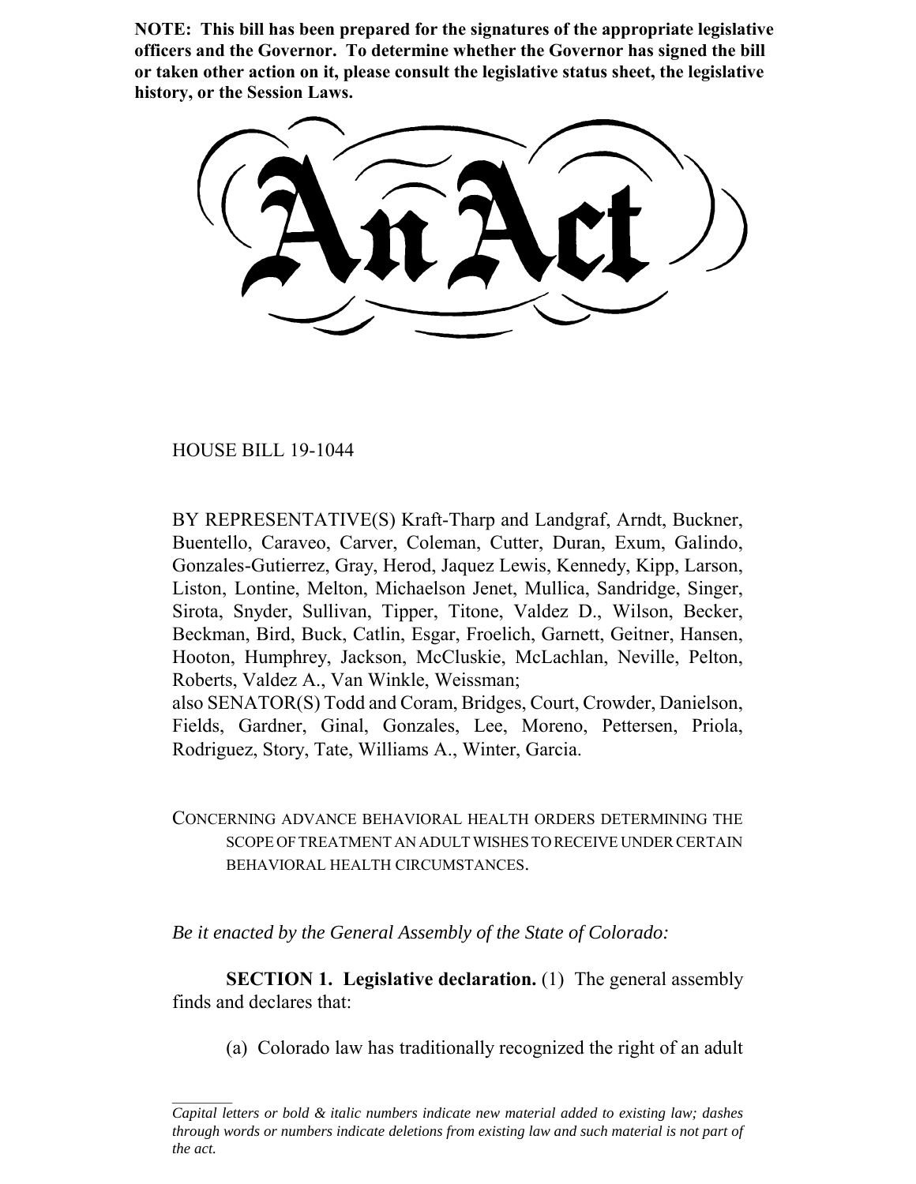**NOTE: This bill has been prepared for the signatures of the appropriate legislative officers and the Governor. To determine whether the Governor has signed the bill or taken other action on it, please consult the legislative status sheet, the legislative history, or the Session Laws.**

# An Act

HOUSE BILL 19-1044

BY REPRESENTATIVE(S) Kraft-Tharp and Landgraf, Arndt, Buckner, Buentello, Caraveo, Carver, Coleman, Cutter, Duran, Exum, Galindo, Gonzales-Gutierrez, Gray, Herod, Jaquez Lewis, Kennedy, Kipp, Larson, Liston, Lontine, Melton, Michaelson Jenet, Mullica, Sandridge, Singer, Sirota, Snyder, Sullivan, Tipper, Titone, Valdez D., Wilson, Becker, Beckman, Bird, Buck, Catlin, Esgar, Froelich, Garnett, Geitner, Hansen, Hooton, Humphrey, Jackson, McCluskie, McLachlan, Neville, Pelton, Roberts, Valdez A., Van Winkle, Weissman;
also SENATOR(S) Todd and Coram, Bridges, Court, Crowder, Danielson, Fields, Gardner, Ginal, Gonzales, Lee, Moreno, Pettersen, Priola, Rodriguez, Story, Tate, Williams A., Winter, Garcia.

CONCERNING ADVANCE BEHAVIORAL HEALTH ORDERS DETERMINING THE SCOPE OF TREATMENT AN ADULT WISHES TO RECEIVE UNDER CERTAIN BEHAVIORAL HEALTH CIRCUMSTANCES.

*Be it enacted by the General Assembly of the State of Colorado:*

**SECTION 1. Legislative declaration.** (1) The general assembly finds and declares that:

(a) Colorado law has traditionally recognized the right of an adult

*Capital letters or bold & italic numbers indicate new material added to existing law; dashes through words or numbers indicate deletions from existing law and such material is not part of the act.*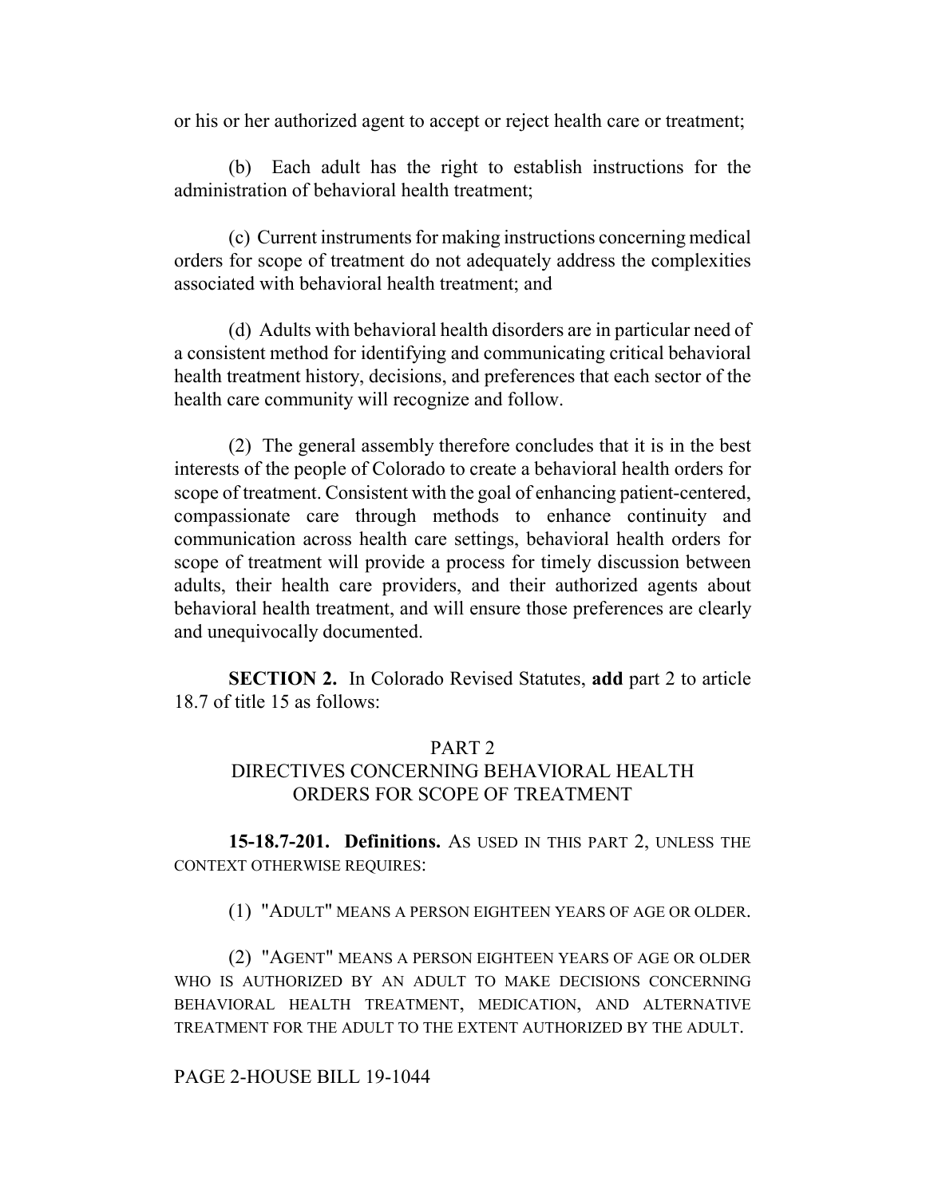or his or her authorized agent to accept or reject health care or treatment;

(b) Each adult has the right to establish instructions for the administration of behavioral health treatment;

(c) Current instruments for making instructions concerning medical orders for scope of treatment do not adequately address the complexities associated with behavioral health treatment; and

(d) Adults with behavioral health disorders are in particular need of a consistent method for identifying and communicating critical behavioral health treatment history, decisions, and preferences that each sector of the health care community will recognize and follow.

(2) The general assembly therefore concludes that it is in the best interests of the people of Colorado to create a behavioral health orders for scope of treatment. Consistent with the goal of enhancing patient-centered, compassionate care through methods to enhance continuity and communication across health care settings, behavioral health orders for scope of treatment will provide a process for timely discussion between adults, their health care providers, and their authorized agents about behavioral health treatment, and will ensure those preferences are clearly and unequivocally documented.

**SECTION 2.** In Colorado Revised Statutes, **add** part 2 to article 18.7 of title 15 as follows:

PART 2
DIRECTIVES CONCERNING BEHAVIORAL HEALTH
ORDERS FOR SCOPE OF TREATMENT

**15-18.7-201. Definitions.** AS USED IN THIS PART 2, UNLESS THE CONTEXT OTHERWISE REQUIRES:

(1) "ADULT" MEANS A PERSON EIGHTEEN YEARS OF AGE OR OLDER.

(2) "AGENT" MEANS A PERSON EIGHTEEN YEARS OF AGE OR OLDER WHO IS AUTHORIZED BY AN ADULT TO MAKE DECISIONS CONCERNING BEHAVIORAL HEALTH TREATMENT, MEDICATION, AND ALTERNATIVE TREATMENT FOR THE ADULT TO THE EXTENT AUTHORIZED BY THE ADULT.

PAGE 2-HOUSE BILL 19-1044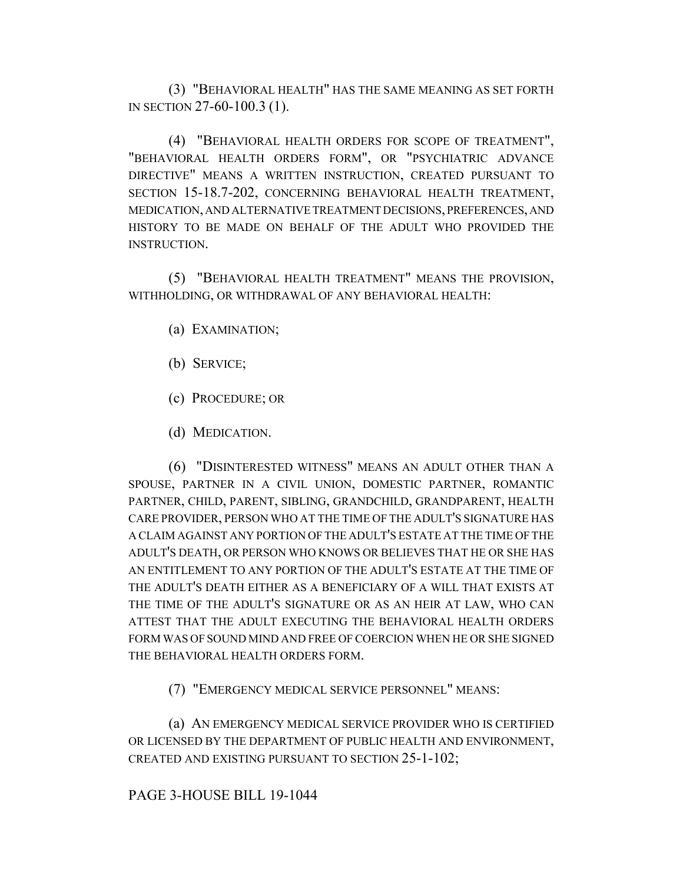(3) "BEHAVIORAL HEALTH" HAS THE SAME MEANING AS SET FORTH IN SECTION 27-60-100.3 (1).

(4) "BEHAVIORAL HEALTH ORDERS FOR SCOPE OF TREATMENT", "BEHAVIORAL HEALTH ORDERS FORM", OR "PSYCHIATRIC ADVANCE DIRECTIVE" MEANS A WRITTEN INSTRUCTION, CREATED PURSUANT TO SECTION 15-18.7-202, CONCERNING BEHAVIORAL HEALTH TREATMENT, MEDICATION, AND ALTERNATIVE TREATMENT DECISIONS, PREFERENCES, AND HISTORY TO BE MADE ON BEHALF OF THE ADULT WHO PROVIDED THE INSTRUCTION.

(5) "BEHAVIORAL HEALTH TREATMENT" MEANS THE PROVISION, WITHHOLDING, OR WITHDRAWAL OF ANY BEHAVIORAL HEALTH:

(a) EXAMINATION;

(b) SERVICE;

(c) PROCEDURE; OR

(d) MEDICATION.

(6) "DISINTERESTED WITNESS" MEANS AN ADULT OTHER THAN A SPOUSE, PARTNER IN A CIVIL UNION, DOMESTIC PARTNER, ROMANTIC PARTNER, CHILD, PARENT, SIBLING, GRANDCHILD, GRANDPARENT, HEALTH CARE PROVIDER, PERSON WHO AT THE TIME OF THE ADULT'S SIGNATURE HAS A CLAIM AGAINST ANY PORTION OF THE ADULT'S ESTATE AT THE TIME OF THE ADULT'S DEATH, OR PERSON WHO KNOWS OR BELIEVES THAT HE OR SHE HAS AN ENTITLEMENT TO ANY PORTION OF THE ADULT'S ESTATE AT THE TIME OF THE ADULT'S DEATH EITHER AS A BENEFICIARY OF A WILL THAT EXISTS AT THE TIME OF THE ADULT'S SIGNATURE OR AS AN HEIR AT LAW, WHO CAN ATTEST THAT THE ADULT EXECUTING THE BEHAVIORAL HEALTH ORDERS FORM WAS OF SOUND MIND AND FREE OF COERCION WHEN HE OR SHE SIGNED THE BEHAVIORAL HEALTH ORDERS FORM.

(7) "EMERGENCY MEDICAL SERVICE PERSONNEL" MEANS:

(a) AN EMERGENCY MEDICAL SERVICE PROVIDER WHO IS CERTIFIED OR LICENSED BY THE DEPARTMENT OF PUBLIC HEALTH AND ENVIRONMENT, CREATED AND EXISTING PURSUANT TO SECTION 25-1-102;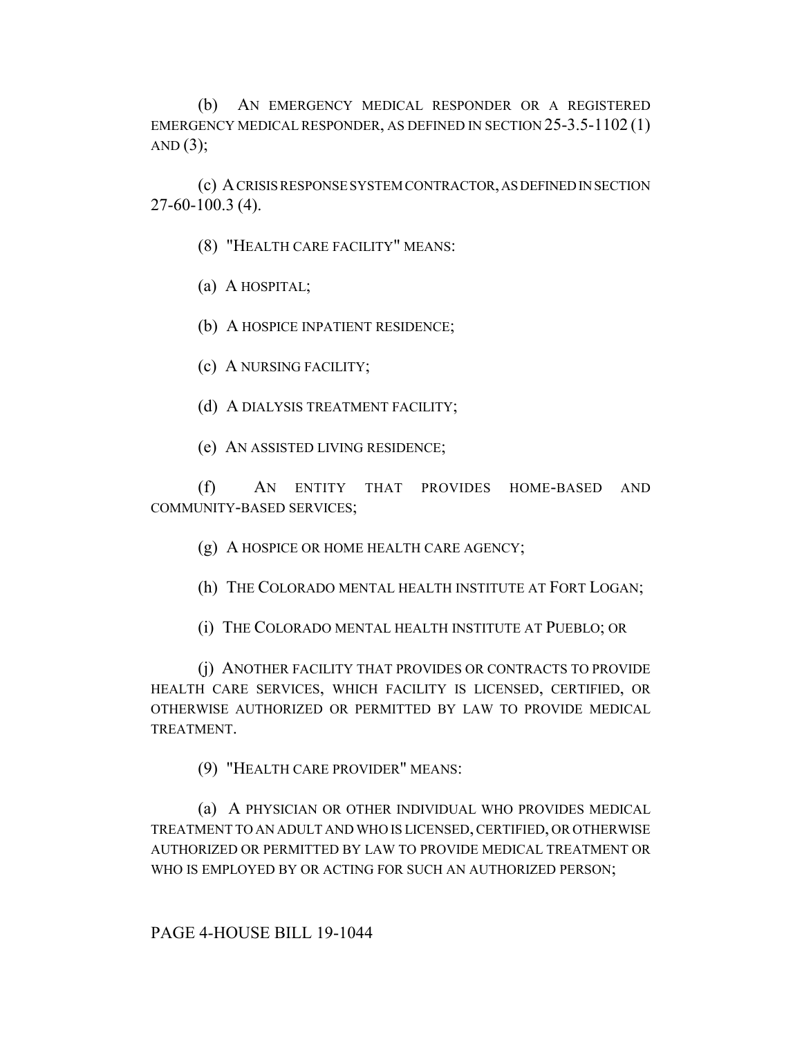(b) AN EMERGENCY MEDICAL RESPONDER OR A REGISTERED EMERGENCY MEDICAL RESPONDER, AS DEFINED IN SECTION 25-3.5-1102 (1) AND (3);

(c) A CRISIS RESPONSE SYSTEM CONTRACTOR, AS DEFINED IN SECTION 27-60-100.3 (4).

(8) "HEALTH CARE FACILITY" MEANS:

(a) A HOSPITAL;

(b) A HOSPICE INPATIENT RESIDENCE;

(c) A NURSING FACILITY;

(d) A DIALYSIS TREATMENT FACILITY;

(e) AN ASSISTED LIVING RESIDENCE;

(f) AN ENTITY THAT PROVIDES HOME-BASED AND COMMUNITY-BASED SERVICES;

(g) A HOSPICE OR HOME HEALTH CARE AGENCY;

(h) THE COLORADO MENTAL HEALTH INSTITUTE AT FORT LOGAN;

(i) THE COLORADO MENTAL HEALTH INSTITUTE AT PUEBLO; OR

(j) ANOTHER FACILITY THAT PROVIDES OR CONTRACTS TO PROVIDE HEALTH CARE SERVICES, WHICH FACILITY IS LICENSED, CERTIFIED, OR OTHERWISE AUTHORIZED OR PERMITTED BY LAW TO PROVIDE MEDICAL TREATMENT.

(9) "HEALTH CARE PROVIDER" MEANS:

(a) A PHYSICIAN OR OTHER INDIVIDUAL WHO PROVIDES MEDICAL TREATMENT TO AN ADULT AND WHO IS LICENSED, CERTIFIED, OR OTHERWISE AUTHORIZED OR PERMITTED BY LAW TO PROVIDE MEDICAL TREATMENT OR WHO IS EMPLOYED BY OR ACTING FOR SUCH AN AUTHORIZED PERSON;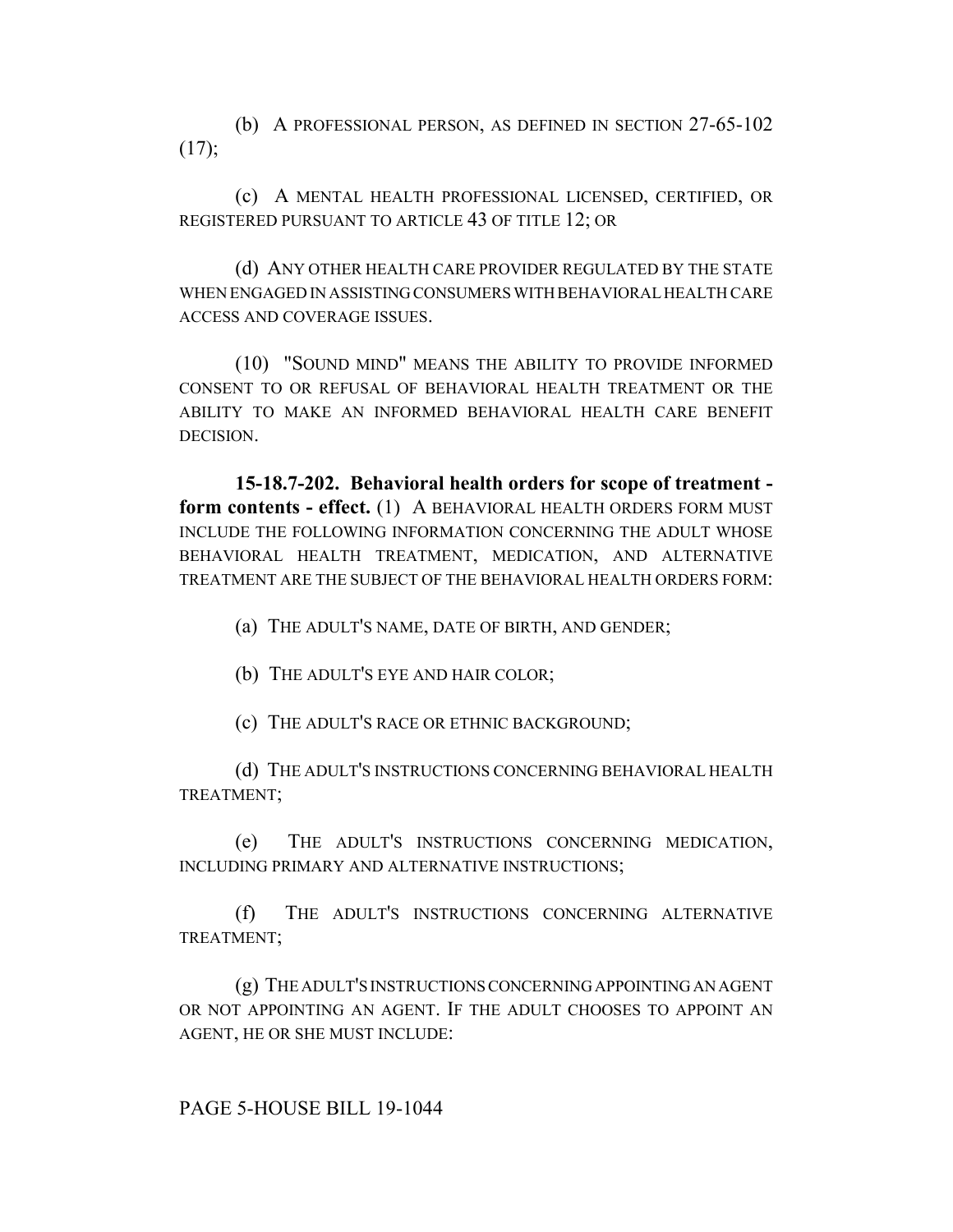(b) A PROFESSIONAL PERSON, AS DEFINED IN SECTION 27-65-102 (17);

(c) A MENTAL HEALTH PROFESSIONAL LICENSED, CERTIFIED, OR REGISTERED PURSUANT TO ARTICLE 43 OF TITLE 12; OR

(d) ANY OTHER HEALTH CARE PROVIDER REGULATED BY THE STATE WHEN ENGAGED IN ASSISTING CONSUMERS WITH BEHAVIORAL HEALTH CARE ACCESS AND COVERAGE ISSUES.

(10) "SOUND MIND" MEANS THE ABILITY TO PROVIDE INFORMED CONSENT TO OR REFUSAL OF BEHAVIORAL HEALTH TREATMENT OR THE ABILITY TO MAKE AN INFORMED BEHAVIORAL HEALTH CARE BENEFIT DECISION.

**15-18.7-202. Behavioral health orders for scope of treatment - form contents - effect.** (1) A BEHAVIORAL HEALTH ORDERS FORM MUST INCLUDE THE FOLLOWING INFORMATION CONCERNING THE ADULT WHOSE BEHAVIORAL HEALTH TREATMENT, MEDICATION, AND ALTERNATIVE TREATMENT ARE THE SUBJECT OF THE BEHAVIORAL HEALTH ORDERS FORM:

(a) THE ADULT'S NAME, DATE OF BIRTH, AND GENDER;

(b) THE ADULT'S EYE AND HAIR COLOR;

(c) THE ADULT'S RACE OR ETHNIC BACKGROUND;

(d) THE ADULT'S INSTRUCTIONS CONCERNING BEHAVIORAL HEALTH TREATMENT;

(e) THE ADULT'S INSTRUCTIONS CONCERNING MEDICATION, INCLUDING PRIMARY AND ALTERNATIVE INSTRUCTIONS;

(f) THE ADULT'S INSTRUCTIONS CONCERNING ALTERNATIVE TREATMENT;

(g) THE ADULT'S INSTRUCTIONS CONCERNING APPOINTING AN AGENT OR NOT APPOINTING AN AGENT. IF THE ADULT CHOOSES TO APPOINT AN AGENT, HE OR SHE MUST INCLUDE:

PAGE 5-HOUSE BILL 19-1044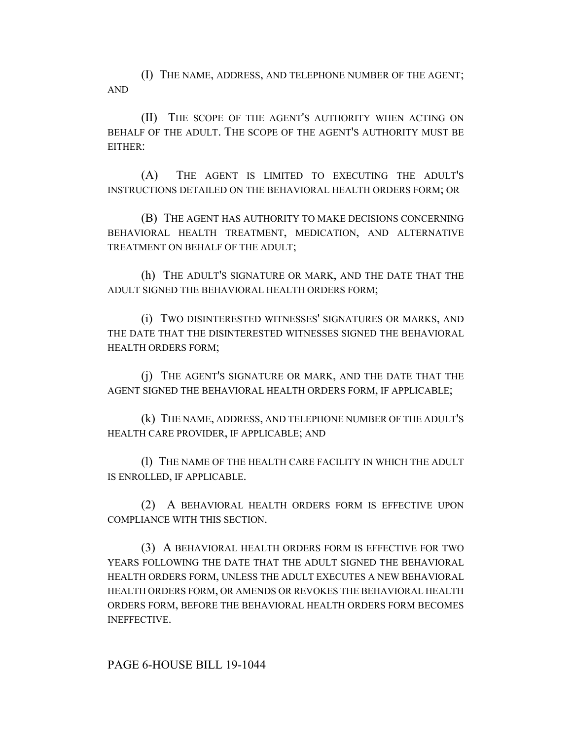(I) THE NAME, ADDRESS, AND TELEPHONE NUMBER OF THE AGENT; AND

(II) THE SCOPE OF THE AGENT'S AUTHORITY WHEN ACTING ON BEHALF OF THE ADULT. THE SCOPE OF THE AGENT'S AUTHORITY MUST BE EITHER:

(A) THE AGENT IS LIMITED TO EXECUTING THE ADULT'S INSTRUCTIONS DETAILED ON THE BEHAVIORAL HEALTH ORDERS FORM; OR

(B) THE AGENT HAS AUTHORITY TO MAKE DECISIONS CONCERNING BEHAVIORAL HEALTH TREATMENT, MEDICATION, AND ALTERNATIVE TREATMENT ON BEHALF OF THE ADULT;

(h) THE ADULT'S SIGNATURE OR MARK, AND THE DATE THAT THE ADULT SIGNED THE BEHAVIORAL HEALTH ORDERS FORM;

(i) TWO DISINTERESTED WITNESSES' SIGNATURES OR MARKS, AND THE DATE THAT THE DISINTERESTED WITNESSES SIGNED THE BEHAVIORAL HEALTH ORDERS FORM;

(j) THE AGENT'S SIGNATURE OR MARK, AND THE DATE THAT THE AGENT SIGNED THE BEHAVIORAL HEALTH ORDERS FORM, IF APPLICABLE;

(k) THE NAME, ADDRESS, AND TELEPHONE NUMBER OF THE ADULT'S HEALTH CARE PROVIDER, IF APPLICABLE; AND

(l) THE NAME OF THE HEALTH CARE FACILITY IN WHICH THE ADULT IS ENROLLED, IF APPLICABLE.

(2) A BEHAVIORAL HEALTH ORDERS FORM IS EFFECTIVE UPON COMPLIANCE WITH THIS SECTION.

(3) A BEHAVIORAL HEALTH ORDERS FORM IS EFFECTIVE FOR TWO YEARS FOLLOWING THE DATE THAT THE ADULT SIGNED THE BEHAVIORAL HEALTH ORDERS FORM, UNLESS THE ADULT EXECUTES A NEW BEHAVIORAL HEALTH ORDERS FORM, OR AMENDS OR REVOKES THE BEHAVIORAL HEALTH ORDERS FORM, BEFORE THE BEHAVIORAL HEALTH ORDERS FORM BECOMES INEFFECTIVE.

PAGE 6-HOUSE BILL 19-1044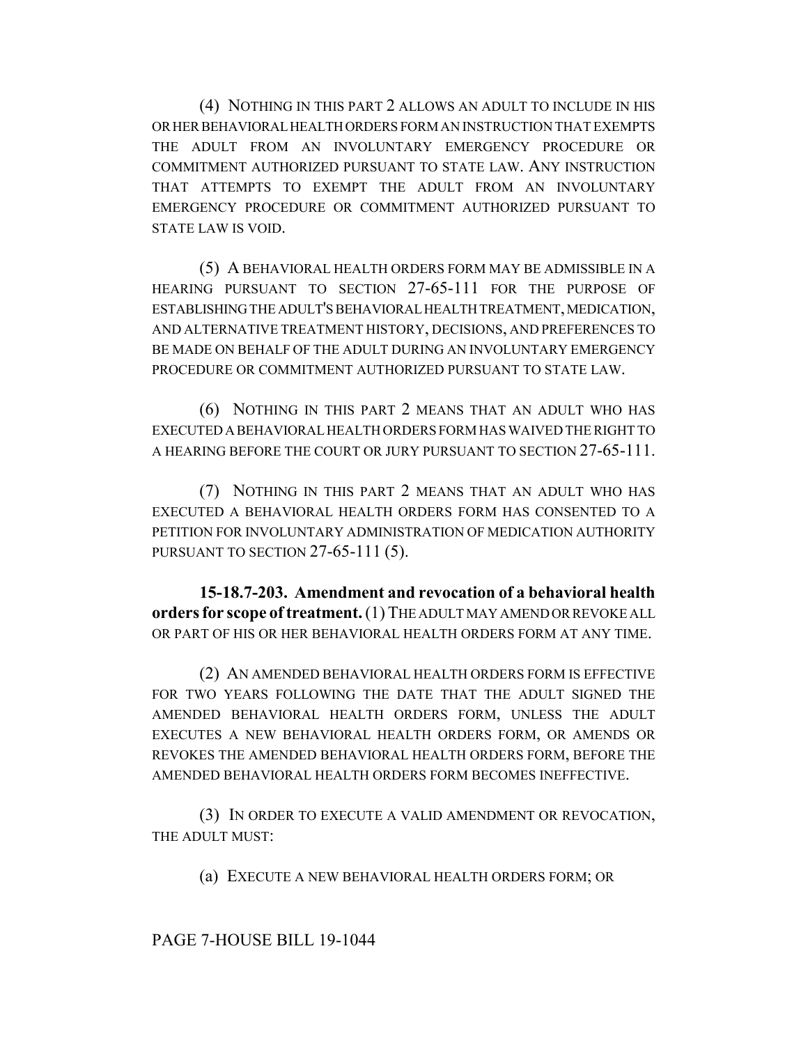(4) NOTHING IN THIS PART 2 ALLOWS AN ADULT TO INCLUDE IN HIS OR HER BEHAVIORAL HEALTH ORDERS FORM AN INSTRUCTION THAT EXEMPTS THE ADULT FROM AN INVOLUNTARY EMERGENCY PROCEDURE OR COMMITMENT AUTHORIZED PURSUANT TO STATE LAW. ANY INSTRUCTION THAT ATTEMPTS TO EXEMPT THE ADULT FROM AN INVOLUNTARY EMERGENCY PROCEDURE OR COMMITMENT AUTHORIZED PURSUANT TO STATE LAW IS VOID.

(5) A BEHAVIORAL HEALTH ORDERS FORM MAY BE ADMISSIBLE IN A HEARING PURSUANT TO SECTION 27-65-111 FOR THE PURPOSE OF ESTABLISHING THE ADULT'S BEHAVIORAL HEALTH TREATMENT, MEDICATION, AND ALTERNATIVE TREATMENT HISTORY, DECISIONS, AND PREFERENCES TO BE MADE ON BEHALF OF THE ADULT DURING AN INVOLUNTARY EMERGENCY PROCEDURE OR COMMITMENT AUTHORIZED PURSUANT TO STATE LAW.

(6) NOTHING IN THIS PART 2 MEANS THAT AN ADULT WHO HAS EXECUTED A BEHAVIORAL HEALTH ORDERS FORM HAS WAIVED THE RIGHT TO A HEARING BEFORE THE COURT OR JURY PURSUANT TO SECTION 27-65-111.

(7) NOTHING IN THIS PART 2 MEANS THAT AN ADULT WHO HAS EXECUTED A BEHAVIORAL HEALTH ORDERS FORM HAS CONSENTED TO A PETITION FOR INVOLUNTARY ADMINISTRATION OF MEDICATION AUTHORITY PURSUANT TO SECTION 27-65-111 (5).

**15-18.7-203. Amendment and revocation of a behavioral health orders for scope of treatment.** (1) THE ADULT MAY AMEND OR REVOKE ALL OR PART OF HIS OR HER BEHAVIORAL HEALTH ORDERS FORM AT ANY TIME.

(2) AN AMENDED BEHAVIORAL HEALTH ORDERS FORM IS EFFECTIVE FOR TWO YEARS FOLLOWING THE DATE THAT THE ADULT SIGNED THE AMENDED BEHAVIORAL HEALTH ORDERS FORM, UNLESS THE ADULT EXECUTES A NEW BEHAVIORAL HEALTH ORDERS FORM, OR AMENDS OR REVOKES THE AMENDED BEHAVIORAL HEALTH ORDERS FORM, BEFORE THE AMENDED BEHAVIORAL HEALTH ORDERS FORM BECOMES INEFFECTIVE.

(3) IN ORDER TO EXECUTE A VALID AMENDMENT OR REVOCATION, THE ADULT MUST:

(a) EXECUTE A NEW BEHAVIORAL HEALTH ORDERS FORM; OR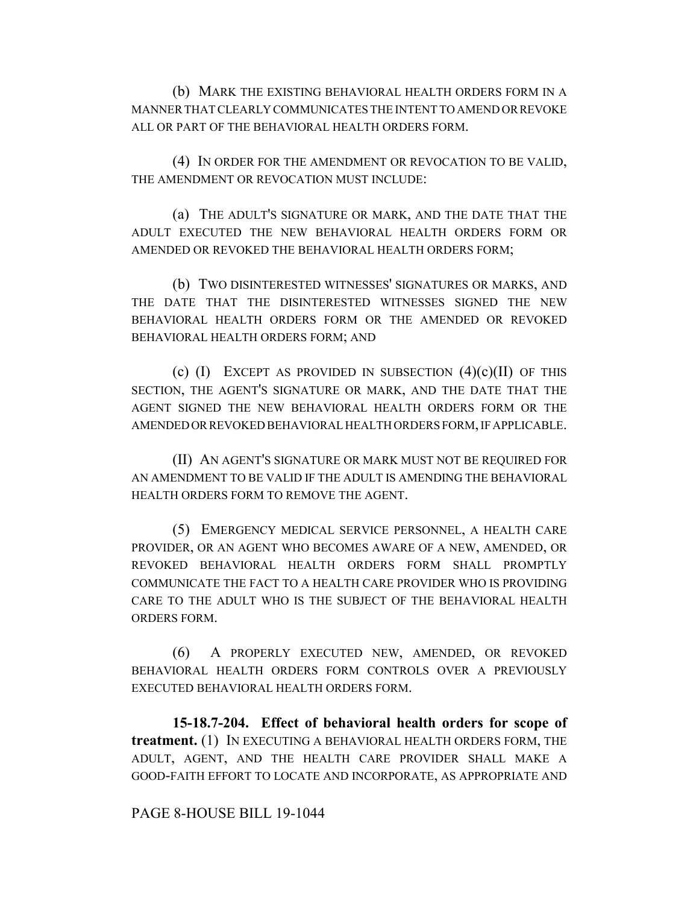(b) MARK THE EXISTING BEHAVIORAL HEALTH ORDERS FORM IN A MANNER THAT CLEARLY COMMUNICATES THE INTENT TO AMEND OR REVOKE ALL OR PART OF THE BEHAVIORAL HEALTH ORDERS FORM.

(4) IN ORDER FOR THE AMENDMENT OR REVOCATION TO BE VALID, THE AMENDMENT OR REVOCATION MUST INCLUDE:

(a) THE ADULT'S SIGNATURE OR MARK, AND THE DATE THAT THE ADULT EXECUTED THE NEW BEHAVIORAL HEALTH ORDERS FORM OR AMENDED OR REVOKED THE BEHAVIORAL HEALTH ORDERS FORM;

(b) TWO DISINTERESTED WITNESSES' SIGNATURES OR MARKS, AND THE DATE THAT THE DISINTERESTED WITNESSES SIGNED THE NEW BEHAVIORAL HEALTH ORDERS FORM OR THE AMENDED OR REVOKED BEHAVIORAL HEALTH ORDERS FORM; AND

(c) (I) EXCEPT AS PROVIDED IN SUBSECTION (4)(c)(II) OF THIS SECTION, THE AGENT'S SIGNATURE OR MARK, AND THE DATE THAT THE AGENT SIGNED THE NEW BEHAVIORAL HEALTH ORDERS FORM OR THE AMENDED OR REVOKED BEHAVIORAL HEALTH ORDERS FORM, IF APPLICABLE.

(II) AN AGENT'S SIGNATURE OR MARK MUST NOT BE REQUIRED FOR AN AMENDMENT TO BE VALID IF THE ADULT IS AMENDING THE BEHAVIORAL HEALTH ORDERS FORM TO REMOVE THE AGENT.

(5) EMERGENCY MEDICAL SERVICE PERSONNEL, A HEALTH CARE PROVIDER, OR AN AGENT WHO BECOMES AWARE OF A NEW, AMENDED, OR REVOKED BEHAVIORAL HEALTH ORDERS FORM SHALL PROMPTLY COMMUNICATE THE FACT TO A HEALTH CARE PROVIDER WHO IS PROVIDING CARE TO THE ADULT WHO IS THE SUBJECT OF THE BEHAVIORAL HEALTH ORDERS FORM.

(6) A PROPERLY EXECUTED NEW, AMENDED, OR REVOKED BEHAVIORAL HEALTH ORDERS FORM CONTROLS OVER A PREVIOUSLY EXECUTED BEHAVIORAL HEALTH ORDERS FORM.

**15-18.7-204. Effect of behavioral health orders for scope of treatment.** (1) IN EXECUTING A BEHAVIORAL HEALTH ORDERS FORM, THE ADULT, AGENT, AND THE HEALTH CARE PROVIDER SHALL MAKE A GOOD-FAITH EFFORT TO LOCATE AND INCORPORATE, AS APPROPRIATE AND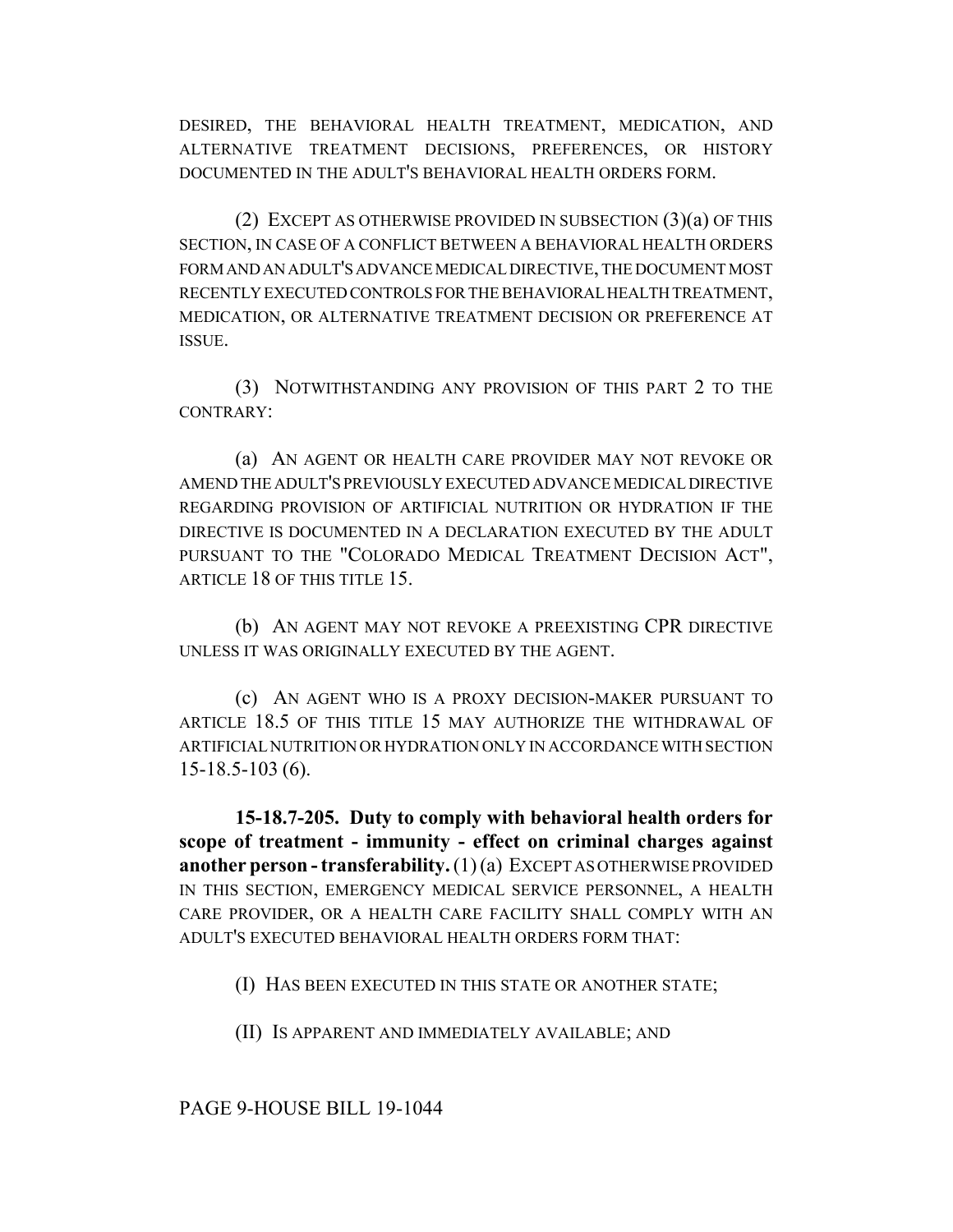DESIRED, THE BEHAVIORAL HEALTH TREATMENT, MEDICATION, AND ALTERNATIVE TREATMENT DECISIONS, PREFERENCES, OR HISTORY DOCUMENTED IN THE ADULT'S BEHAVIORAL HEALTH ORDERS FORM.

(2) EXCEPT AS OTHERWISE PROVIDED IN SUBSECTION (3)(a) OF THIS SECTION, IN CASE OF A CONFLICT BETWEEN A BEHAVIORAL HEALTH ORDERS FORM AND AN ADULT'S ADVANCE MEDICAL DIRECTIVE, THE DOCUMENT MOST RECENTLY EXECUTED CONTROLS FOR THE BEHAVIORAL HEALTH TREATMENT, MEDICATION, OR ALTERNATIVE TREATMENT DECISION OR PREFERENCE AT ISSUE.

(3) NOTWITHSTANDING ANY PROVISION OF THIS PART 2 TO THE CONTRARY:

(a) AN AGENT OR HEALTH CARE PROVIDER MAY NOT REVOKE OR AMEND THE ADULT'S PREVIOUSLY EXECUTED ADVANCE MEDICAL DIRECTIVE REGARDING PROVISION OF ARTIFICIAL NUTRITION OR HYDRATION IF THE DIRECTIVE IS DOCUMENTED IN A DECLARATION EXECUTED BY THE ADULT PURSUANT TO THE "COLORADO MEDICAL TREATMENT DECISION ACT", ARTICLE 18 OF THIS TITLE 15.

(b) AN AGENT MAY NOT REVOKE A PREEXISTING CPR DIRECTIVE UNLESS IT WAS ORIGINALLY EXECUTED BY THE AGENT.

(c) AN AGENT WHO IS A PROXY DECISION-MAKER PURSUANT TO ARTICLE 18.5 OF THIS TITLE 15 MAY AUTHORIZE THE WITHDRAWAL OF ARTIFICIAL NUTRITION OR HYDRATION ONLY IN ACCORDANCE WITH SECTION 15-18.5-103 (6).

**15-18.7-205. Duty to comply with behavioral health orders for scope of treatment - immunity - effect on criminal charges against another person - transferability.** (1) (a) EXCEPT AS OTHERWISE PROVIDED IN THIS SECTION, EMERGENCY MEDICAL SERVICE PERSONNEL, A HEALTH CARE PROVIDER, OR A HEALTH CARE FACILITY SHALL COMPLY WITH AN ADULT'S EXECUTED BEHAVIORAL HEALTH ORDERS FORM THAT:

(I) HAS BEEN EXECUTED IN THIS STATE OR ANOTHER STATE;

(II) IS APPARENT AND IMMEDIATELY AVAILABLE; AND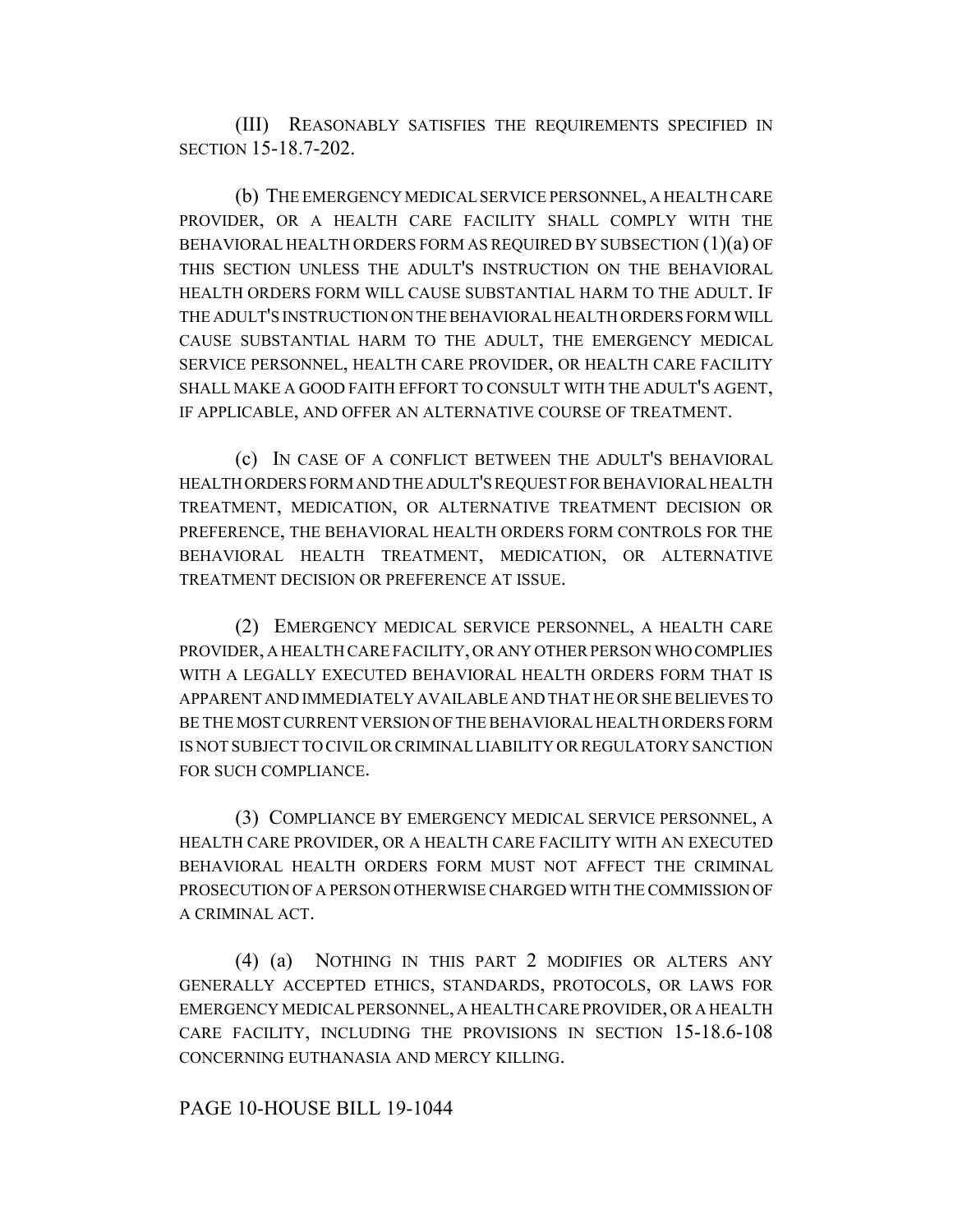(III) REASONABLY SATISFIES THE REQUIREMENTS SPECIFIED IN SECTION 15-18.7-202.

(b) THE EMERGENCY MEDICAL SERVICE PERSONNEL, A HEALTH CARE PROVIDER, OR A HEALTH CARE FACILITY SHALL COMPLY WITH THE BEHAVIORAL HEALTH ORDERS FORM AS REQUIRED BY SUBSECTION (1)(a) OF THIS SECTION UNLESS THE ADULT'S INSTRUCTION ON THE BEHAVIORAL HEALTH ORDERS FORM WILL CAUSE SUBSTANTIAL HARM TO THE ADULT. IF THE ADULT'S INSTRUCTION ON THE BEHAVIORAL HEALTH ORDERS FORM WILL CAUSE SUBSTANTIAL HARM TO THE ADULT, THE EMERGENCY MEDICAL SERVICE PERSONNEL, HEALTH CARE PROVIDER, OR HEALTH CARE FACILITY SHALL MAKE A GOOD FAITH EFFORT TO CONSULT WITH THE ADULT'S AGENT, IF APPLICABLE, AND OFFER AN ALTERNATIVE COURSE OF TREATMENT.

(c) IN CASE OF A CONFLICT BETWEEN THE ADULT'S BEHAVIORAL HEALTH ORDERS FORM AND THE ADULT'S REQUEST FOR BEHAVIORAL HEALTH TREATMENT, MEDICATION, OR ALTERNATIVE TREATMENT DECISION OR PREFERENCE, THE BEHAVIORAL HEALTH ORDERS FORM CONTROLS FOR THE BEHAVIORAL HEALTH TREATMENT, MEDICATION, OR ALTERNATIVE TREATMENT DECISION OR PREFERENCE AT ISSUE.

(2) EMERGENCY MEDICAL SERVICE PERSONNEL, A HEALTH CARE PROVIDER, A HEALTH CARE FACILITY, OR ANY OTHER PERSON WHO COMPLIES WITH A LEGALLY EXECUTED BEHAVIORAL HEALTH ORDERS FORM THAT IS APPARENT AND IMMEDIATELY AVAILABLE AND THAT HE OR SHE BELIEVES TO BE THE MOST CURRENT VERSION OF THE BEHAVIORAL HEALTH ORDERS FORM IS NOT SUBJECT TO CIVIL OR CRIMINAL LIABILITY OR REGULATORY SANCTION FOR SUCH COMPLIANCE.

(3) COMPLIANCE BY EMERGENCY MEDICAL SERVICE PERSONNEL, A HEALTH CARE PROVIDER, OR A HEALTH CARE FACILITY WITH AN EXECUTED BEHAVIORAL HEALTH ORDERS FORM MUST NOT AFFECT THE CRIMINAL PROSECUTION OF A PERSON OTHERWISE CHARGED WITH THE COMMISSION OF A CRIMINAL ACT.

(4) (a) NOTHING IN THIS PART 2 MODIFIES OR ALTERS ANY GENERALLY ACCEPTED ETHICS, STANDARDS, PROTOCOLS, OR LAWS FOR EMERGENCY MEDICAL PERSONNEL, A HEALTH CARE PROVIDER, OR A HEALTH CARE FACILITY, INCLUDING THE PROVISIONS IN SECTION 15-18.6-108 CONCERNING EUTHANASIA AND MERCY KILLING.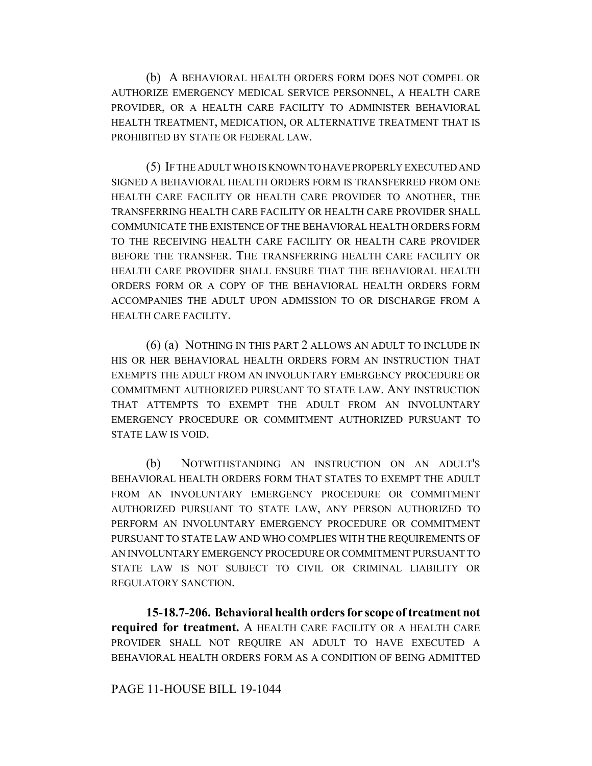(b) A BEHAVIORAL HEALTH ORDERS FORM DOES NOT COMPEL OR AUTHORIZE EMERGENCY MEDICAL SERVICE PERSONNEL, A HEALTH CARE PROVIDER, OR A HEALTH CARE FACILITY TO ADMINISTER BEHAVIORAL HEALTH TREATMENT, MEDICATION, OR ALTERNATIVE TREATMENT THAT IS PROHIBITED BY STATE OR FEDERAL LAW.

(5) IF THE ADULT WHO IS KNOWN TO HAVE PROPERLY EXECUTED AND SIGNED A BEHAVIORAL HEALTH ORDERS FORM IS TRANSFERRED FROM ONE HEALTH CARE FACILITY OR HEALTH CARE PROVIDER TO ANOTHER, THE TRANSFERRING HEALTH CARE FACILITY OR HEALTH CARE PROVIDER SHALL COMMUNICATE THE EXISTENCE OF THE BEHAVIORAL HEALTH ORDERS FORM TO THE RECEIVING HEALTH CARE FACILITY OR HEALTH CARE PROVIDER BEFORE THE TRANSFER. THE TRANSFERRING HEALTH CARE FACILITY OR HEALTH CARE PROVIDER SHALL ENSURE THAT THE BEHAVIORAL HEALTH ORDERS FORM OR A COPY OF THE BEHAVIORAL HEALTH ORDERS FORM ACCOMPANIES THE ADULT UPON ADMISSION TO OR DISCHARGE FROM A HEALTH CARE FACILITY.

(6) (a) NOTHING IN THIS PART 2 ALLOWS AN ADULT TO INCLUDE IN HIS OR HER BEHAVIORAL HEALTH ORDERS FORM AN INSTRUCTION THAT EXEMPTS THE ADULT FROM AN INVOLUNTARY EMERGENCY PROCEDURE OR COMMITMENT AUTHORIZED PURSUANT TO STATE LAW. ANY INSTRUCTION THAT ATTEMPTS TO EXEMPT THE ADULT FROM AN INVOLUNTARY EMERGENCY PROCEDURE OR COMMITMENT AUTHORIZED PURSUANT TO STATE LAW IS VOID.

(b) NOTWITHSTANDING AN INSTRUCTION ON AN ADULT'S BEHAVIORAL HEALTH ORDERS FORM THAT STATES TO EXEMPT THE ADULT FROM AN INVOLUNTARY EMERGENCY PROCEDURE OR COMMITMENT AUTHORIZED PURSUANT TO STATE LAW, ANY PERSON AUTHORIZED TO PERFORM AN INVOLUNTARY EMERGENCY PROCEDURE OR COMMITMENT PURSUANT TO STATE LAW AND WHO COMPLIES WITH THE REQUIREMENTS OF AN INVOLUNTARY EMERGENCY PROCEDURE OR COMMITMENT PURSUANT TO STATE LAW IS NOT SUBJECT TO CIVIL OR CRIMINAL LIABILITY OR REGULATORY SANCTION.

**15-18.7-206. Behavioral health orders for scope of treatment not required for treatment.** A HEALTH CARE FACILITY OR A HEALTH CARE PROVIDER SHALL NOT REQUIRE AN ADULT TO HAVE EXECUTED A BEHAVIORAL HEALTH ORDERS FORM AS A CONDITION OF BEING ADMITTED

PAGE 11-HOUSE BILL 19-1044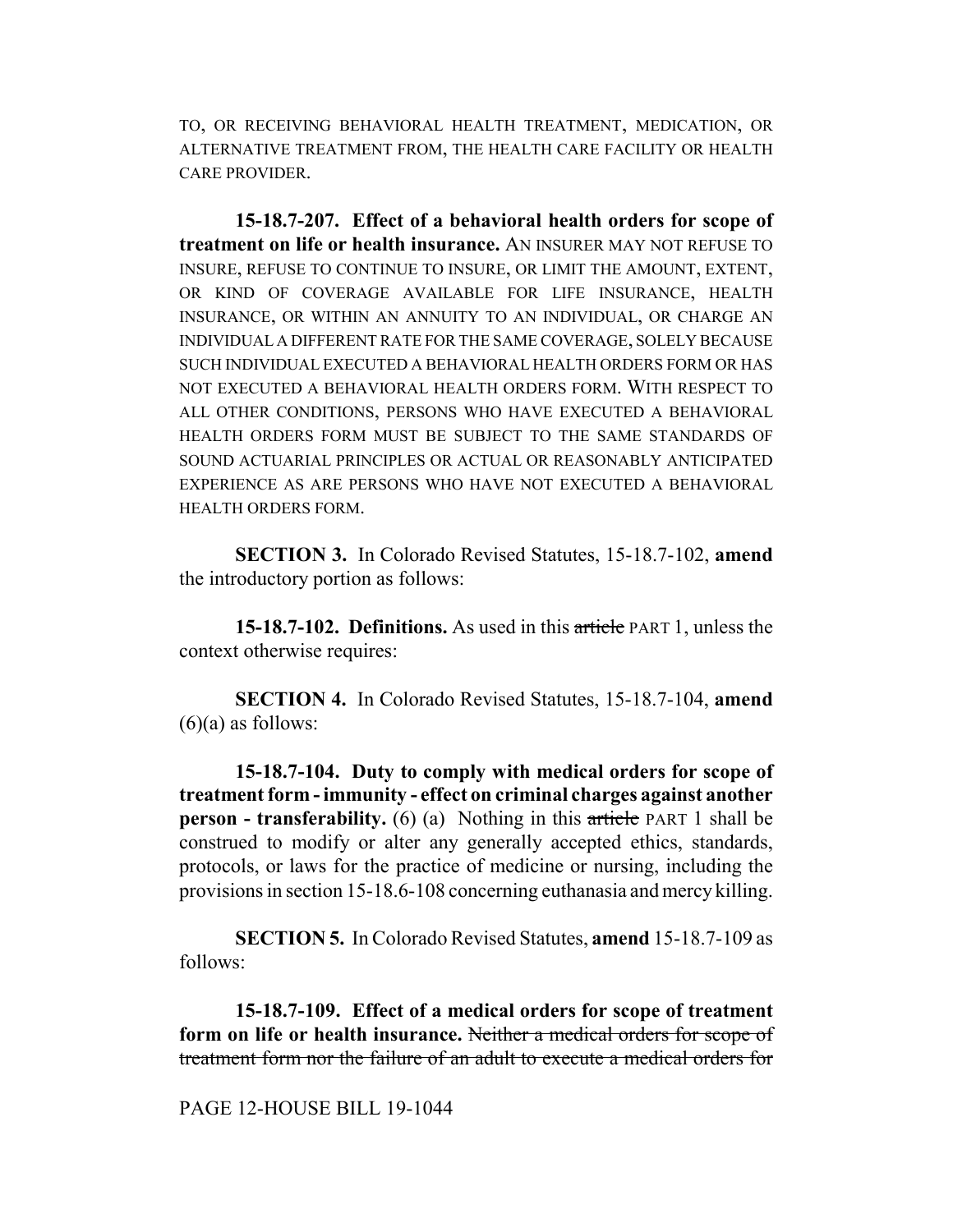TO, OR RECEIVING BEHAVIORAL HEALTH TREATMENT, MEDICATION, OR ALTERNATIVE TREATMENT FROM, THE HEALTH CARE FACILITY OR HEALTH CARE PROVIDER.

**15-18.7-207. Effect of a behavioral health orders for scope of treatment on life or health insurance.** AN INSURER MAY NOT REFUSE TO INSURE, REFUSE TO CONTINUE TO INSURE, OR LIMIT THE AMOUNT, EXTENT, OR KIND OF COVERAGE AVAILABLE FOR LIFE INSURANCE, HEALTH INSURANCE, OR WITHIN AN ANNUITY TO AN INDIVIDUAL, OR CHARGE AN INDIVIDUAL A DIFFERENT RATE FOR THE SAME COVERAGE, SOLELY BECAUSE SUCH INDIVIDUAL EXECUTED A BEHAVIORAL HEALTH ORDERS FORM OR HAS NOT EXECUTED A BEHAVIORAL HEALTH ORDERS FORM. WITH RESPECT TO ALL OTHER CONDITIONS, PERSONS WHO HAVE EXECUTED A BEHAVIORAL HEALTH ORDERS FORM MUST BE SUBJECT TO THE SAME STANDARDS OF SOUND ACTUARIAL PRINCIPLES OR ACTUAL OR REASONABLY ANTICIPATED EXPERIENCE AS ARE PERSONS WHO HAVE NOT EXECUTED A BEHAVIORAL HEALTH ORDERS FORM.

**SECTION 3.** In Colorado Revised Statutes, 15-18.7-102, **amend** the introductory portion as follows:

**15-18.7-102. Definitions.** As used in this ~~article~~ PART 1, unless the context otherwise requires:

**SECTION 4.** In Colorado Revised Statutes, 15-18.7-104, **amend** (6)(a) as follows:

**15-18.7-104. Duty to comply with medical orders for scope of treatment form - immunity - effect on criminal charges against another person - transferability.** (6) (a) Nothing in this ~~article~~ PART 1 shall be construed to modify or alter any generally accepted ethics, standards, protocols, or laws for the practice of medicine or nursing, including the provisions in section 15-18.6-108 concerning euthanasia and mercy killing.

**SECTION 5.** In Colorado Revised Statutes, **amend** 15-18.7-109 as follows:

**15-18.7-109. Effect of a medical orders for scope of treatment form on life or health insurance.** ~~Neither a medical orders for scope of treatment form nor the failure of an adult to execute a medical orders for~~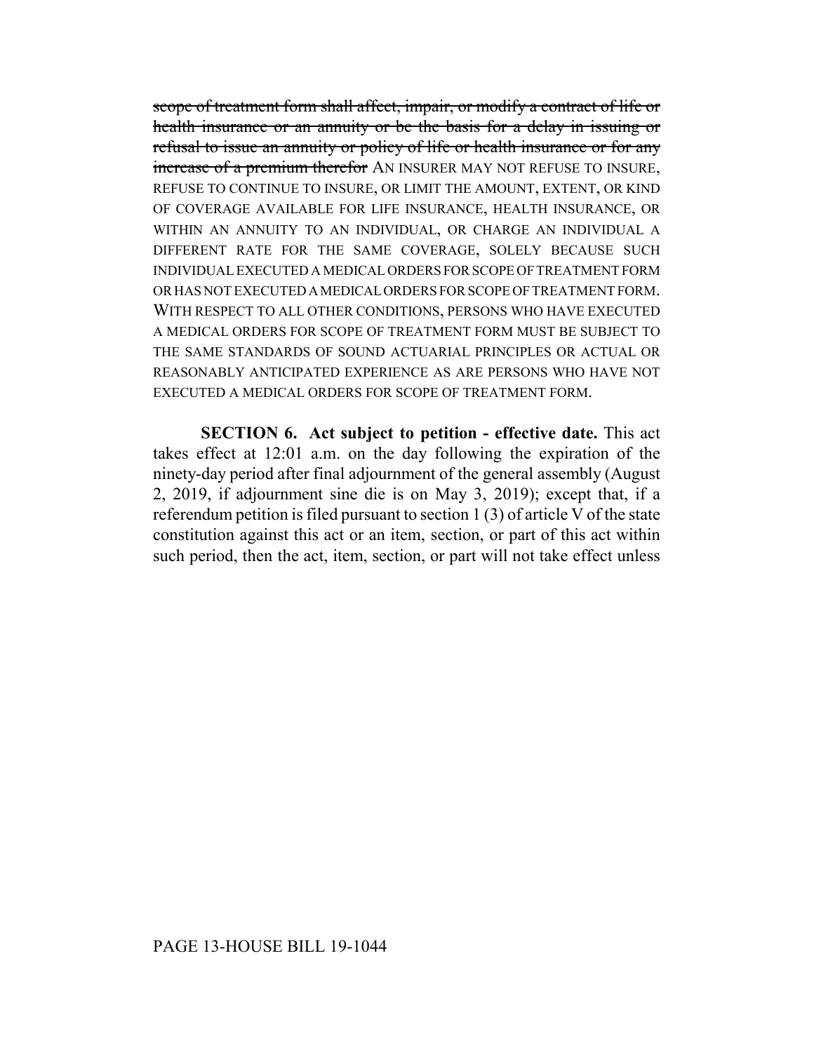~~scope of treatment form shall affect, impair, or modify a contract of life or health insurance or an annuity or be the basis for a delay in issuing or refusal to issue an annuity or policy of life or health insurance or for any increase of a premium therefor~~ AN INSURER MAY NOT REFUSE TO INSURE, REFUSE TO CONTINUE TO INSURE, OR LIMIT THE AMOUNT, EXTENT, OR KIND OF COVERAGE AVAILABLE FOR LIFE INSURANCE, HEALTH INSURANCE, OR WITHIN AN ANNUITY TO AN INDIVIDUAL, OR CHARGE AN INDIVIDUAL A DIFFERENT RATE FOR THE SAME COVERAGE, SOLELY BECAUSE SUCH INDIVIDUAL EXECUTED A MEDICAL ORDERS FOR SCOPE OF TREATMENT FORM OR HAS NOT EXECUTED A MEDICAL ORDERS FOR SCOPE OF TREATMENT FORM. WITH RESPECT TO ALL OTHER CONDITIONS, PERSONS WHO HAVE EXECUTED A MEDICAL ORDERS FOR SCOPE OF TREATMENT FORM MUST BE SUBJECT TO THE SAME STANDARDS OF SOUND ACTUARIAL PRINCIPLES OR ACTUAL OR REASONABLY ANTICIPATED EXPERIENCE AS ARE PERSONS WHO HAVE NOT EXECUTED A MEDICAL ORDERS FOR SCOPE OF TREATMENT FORM.

**SECTION 6. Act subject to petition - effective date.** This act takes effect at 12:01 a.m. on the day following the expiration of the ninety-day period after final adjournment of the general assembly (August 2, 2019, if adjournment sine die is on May 3, 2019); except that, if a referendum petition is filed pursuant to section 1 (3) of article V of the state constitution against this act or an item, section, or part of this act within such period, then the act, item, section, or part will not take effect unless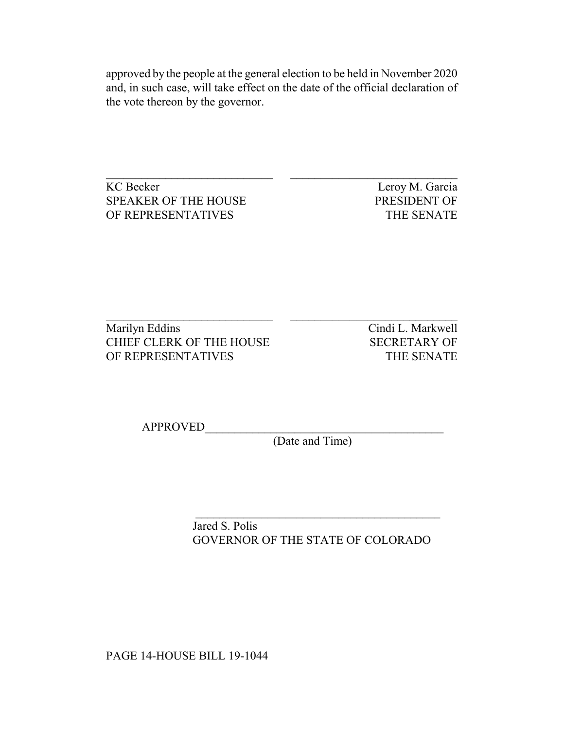approved by the people at the general election to be held in November 2020 and, in such case, will take effect on the date of the official declaration of the vote thereon by the governor.

____________________________  ____________________________

KC Becker
SPEAKER OF THE HOUSE
OF REPRESENTATIVES

Leroy M. Garcia
PRESIDENT OF
THE SENATE

____________________________  ____________________________

Marilyn Eddins
CHIEF CLERK OF THE HOUSE
OF REPRESENTATIVES

Cindi L. Markwell
SECRETARY OF
THE SENATE

APPROVED________________________________________
(Date and Time)

_________________________________________

Jared S. Polis
GOVERNOR OF THE STATE OF COLORADO

PAGE 14-HOUSE BILL 19-1044